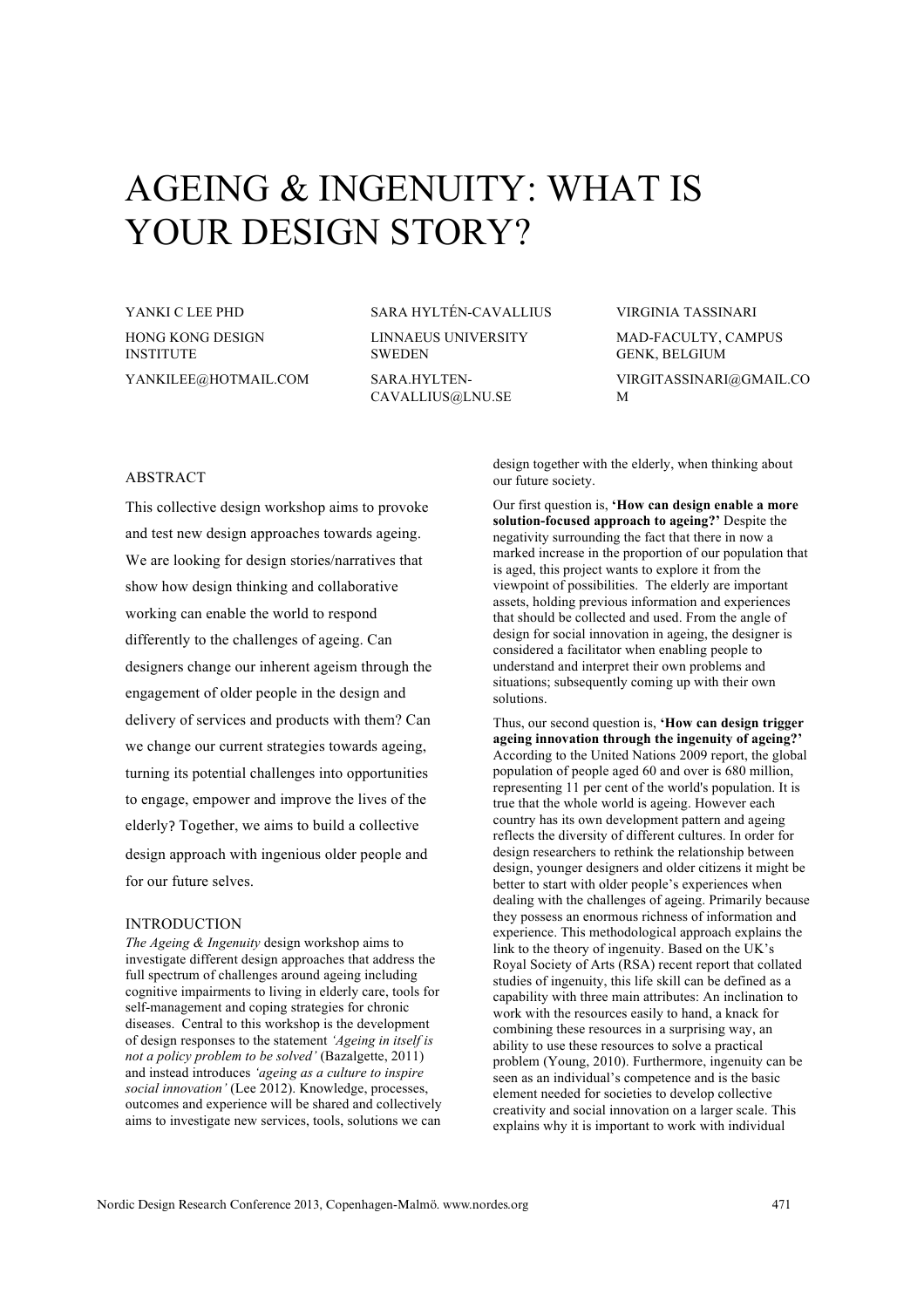# AGEING & INGENUITY: WHAT IS YOUR DESIGN STORY?

YANKI C LEE PHD
HONG KONG DESIGN INSTITUTE
YANKILEE@HOTMAIL.COM

SARA HYLTÉN-CAVALLIUS
LINNAEUS UNIVERSITY SWEDEN
SARA.HYLTEN-CAVALLIUS@LNU.SE

VIRGINIA TASSINARI
MAD-FACULTY, CAMPUS GENK, BELGIUM
VIRGITASSINARI@GMAIL.COM

## ABSTRACT

This collective design workshop aims to provoke and test new design approaches towards ageing. We are looking for design stories/narratives that show how design thinking and collaborative working can enable the world to respond differently to the challenges of ageing. Can designers change our inherent ageism through the engagement of older people in the design and delivery of services and products with them? Can we change our current strategies towards ageing, turning its potential challenges into opportunities to engage, empower and improve the lives of the elderly? Together, we aims to build a collective design approach with ingenious older people and for our future selves.

## INTRODUCTION

*The Ageing & Ingenuity* design workshop aims to investigate different design approaches that address the full spectrum of challenges around ageing including cognitive impairments to living in elderly care, tools for self-management and coping strategies for chronic diseases. Central to this workshop is the development of design responses to the statement *'Ageing in itself is not a policy problem to be solved'* (Bazalgette, 2011) and instead introduces *'ageing as a culture to inspire social innovation'* (Lee 2012). Knowledge, processes, outcomes and experience will be shared and collectively aims to investigate new services, tools, solutions we can design together with the elderly, when thinking about our future society.

Our first question is, **'How can design enable a more solution-focused approach to ageing?'** Despite the negativity surrounding the fact that there in now a marked increase in the proportion of our population that is aged, this project wants to explore it from the viewpoint of possibilities. The elderly are important assets, holding previous information and experiences that should be collected and used. From the angle of design for social innovation in ageing, the designer is considered a facilitator when enabling people to understand and interpret their own problems and situations; subsequently coming up with their own solutions.

Thus, our second question is, **'How can design trigger ageing innovation through the ingenuity of ageing?'** According to the United Nations 2009 report, the global population of people aged 60 and over is 680 million, representing 11 per cent of the world's population. It is true that the whole world is ageing. However each country has its own development pattern and ageing reflects the diversity of different cultures. In order for design researchers to rethink the relationship between design, younger designers and older citizens it might be better to start with older people's experiences when dealing with the challenges of ageing. Primarily because they possess an enormous richness of information and experience. This methodological approach explains the link to the theory of ingenuity. Based on the UK's Royal Society of Arts (RSA) recent report that collated studies of ingenuity, this life skill can be defined as a capability with three main attributes: An inclination to work with the resources easily to hand, a knack for combining these resources in a surprising way, an ability to use these resources to solve a practical problem (Young, 2010). Furthermore, ingenuity can be seen as an individual's competence and is the basic element needed for societies to develop collective creativity and social innovation on a larger scale. This explains why it is important to work with individual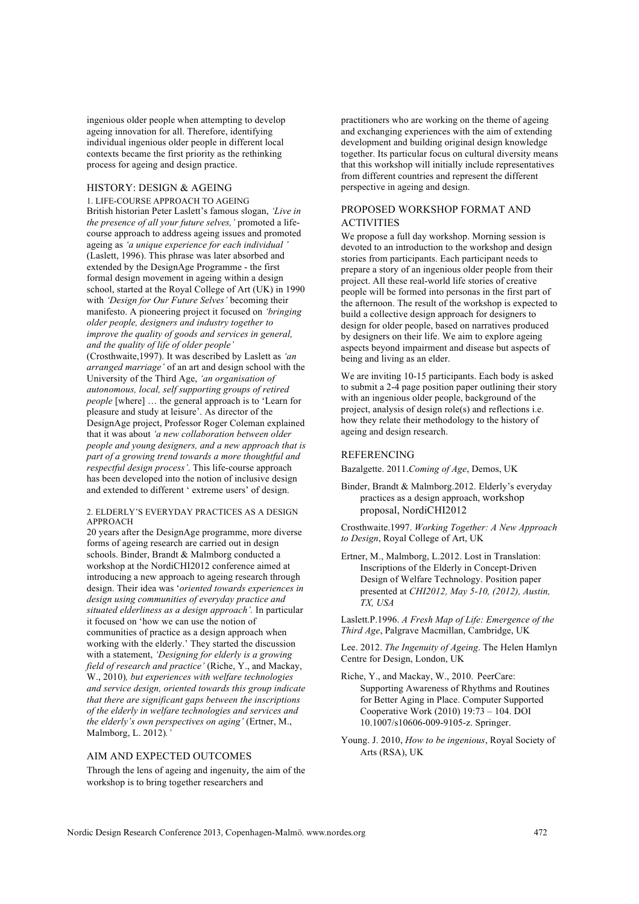ingenious older people when attempting to develop ageing innovation for all. Therefore, identifying individual ingenious older people in different local contexts became the first priority as the rethinking process for ageing and design practice.

## HISTORY: DESIGN & AGEING

### 1. LIFE-COURSE APPROACH TO AGEING

British historian Peter Laslett's famous slogan, *'Live in the presence of all your future selves,'* promoted a life-course approach to address ageing issues and promoted ageing as *'a unique experience for each individual '* (Laslett, 1996). This phrase was later absorbed and extended by the DesignAge Programme - the first formal design movement in ageing within a design school, started at the Royal College of Art (UK) in 1990 with *'Design for Our Future Selves'* becoming their manifesto. A pioneering project it focused on *'bringing older people, designers and industry together to improve the quality of goods and services in general, and the quality of life of older people'* (Crosthwaite,1997). It was described by Laslett as *'an arranged marriage'* of an art and design school with the University of the Third Age, *'an organisation of autonomous, local, self supporting groups of retired people* [where] … the general approach is to 'Learn for pleasure and study at leisure'. As director of the DesignAge project, Professor Roger Coleman explained that it was about *'a new collaboration between older people and young designers, and a new approach that is part of a growing trend towards a more thoughtful and respectful design process'*. This life-course approach has been developed into the notion of inclusive design and extended to different ' extreme users' of design.

### 2. ELDERLY'S EVERYDAY PRACTICES AS A DESIGN APPROACH

20 years after the DesignAge programme, more diverse forms of ageing research are carried out in design schools. Binder, Brandt & Malmborg conducted a workshop at the NordiCHI2012 conference aimed at introducing a new approach to ageing research through design. Their idea was '*oriented towards experiences in design using communities of everyday practice and situated elderliness as a design approach'.* In particular it focused on 'how we can use the notion of communities of practice as a design approach when working with the elderly.' They started the discussion with a statement, *'Designing for elderly is a growing field of research and practice'* (Riche, Y., and Mackay, W., 2010)*, but experiences with welfare technologies and service design, oriented towards this group indicate that there are significant gaps between the inscriptions of the elderly in welfare technologies and services and the elderly's own perspectives on aging'* (Ertner, M., Malmborg, L. 2012)*.'*

## AIM AND EXPECTED OUTCOMES

Through the lens of ageing and ingenuity, the aim of the workshop is to bring together researchers and practitioners who are working on the theme of ageing and exchanging experiences with the aim of extending development and building original design knowledge together. Its particular focus on cultural diversity means that this workshop will initially include representatives from different countries and represent the different perspective in ageing and design.

## PROPOSED WORKSHOP FORMAT AND ACTIVITIES

We propose a full day workshop. Morning session is devoted to an introduction to the workshop and design stories from participants. Each participant needs to prepare a story of an ingenious older people from their project. All these real-world life stories of creative people will be formed into personas in the first part of the afternoon. The result of the workshop is expected to build a collective design approach for designers to design for older people, based on narratives produced by designers on their life. We aim to explore ageing aspects beyond impairment and disease but aspects of being and living as an elder.

We are inviting 10-15 participants. Each body is asked to submit a 2-4 page position paper outlining their story with an ingenious older people, background of the project, analysis of design role(s) and reflections i.e. how they relate their methodology to the history of ageing and design research.

## REFERENCING

Bazalgette. 2011.*Coming of Age*, Demos, UK

Binder, Brandt & Malmborg.2012. Elderly's everyday practices as a design approach, workshop proposal, NordiCHI2012

Crosthwaite.1997. *Working Together: A New Approach to Design*, Royal College of Art, UK

Ertner, M., Malmborg, L.2012. Lost in Translation: Inscriptions of the Elderly in Concept-Driven Design of Welfare Technology. Position paper presented at *CHI2012, May 5-10, (2012), Austin, TX, USA*

Laslett.P.1996. *A Fresh Map of Life: Emergence of the Third Age*, Palgrave Macmillan, Cambridge, UK

Lee. 2012. *The Ingenuity of Ageing*. The Helen Hamlyn Centre for Design, London, UK

Riche, Y., and Mackay, W., 2010. PeerCare: Supporting Awareness of Rhythms and Routines for Better Aging in Place. Computer Supported Cooperative Work (2010) 19:73 – 104. DOI 10.1007/s10606-009-9105-z. Springer.

Young. J. 2010, *How to be ingenious*, Royal Society of Arts (RSA), UK